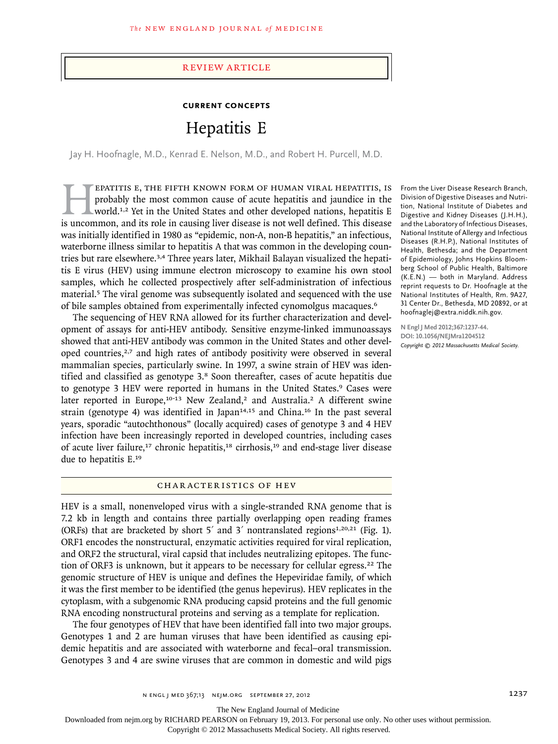REVIEW ARTICLE

**CURRENT CONCEPTS**

# Hepatitis E

Jay H. Hoofnagle, M.D., Kenrad E. Nelson, M.D., and Robert H. Purcell, M.D.

From the Liver Disease Research Branch, Division of Digestive Diseases and Nutrition, National Institute of Diabetes and Digestive and Kidney Diseases (J.H.H.), and the Laboratory of Infectious Diseases, National Institute of Allergy and Infectious Diseases (R.H.P.), National Institutes of Health, Bethesda; and the Department of Epidemiology, Johns Hopkins Bloomberg School of Public Health, Baltimore (K.E.N.) — both in Maryland. Address reprint requests to Dr. Hoofnagle at the National Institutes of Health, Rm. 9A27, 31 Center Dr., Bethesda, MD 20892, or at hoofnaglej@extra.niddk.nih.gov.

N Engl J Med 2012;367:1237-44.
DOI: 10.1056/NEJMra1204512
*Copyright © 2012 Massachusetts Medical Society.*

Hepatitis E, the fifth known form of human viral hepatitis, is probably the most common cause of acute hepatitis and jaundice in the world.[1,2] Yet in the United States and other developed nations, hepatitis E is uncommon, and its role in causing liver disease is not well defined. This disease was initially identified in 1980 as "epidemic, non-A, non-B hepatitis," an infectious, waterborne illness similar to hepatitis A that was common in the developing countries but rare elsewhere.[3,4] Three years later, Mikhail Balayan visualized the hepatitis E virus (HEV) using immune electron microscopy to examine his own stool samples, which he collected prospectively after self-administration of infectious material.[5] The viral genome was subsequently isolated and sequenced with the use of bile samples obtained from experimentally infected cynomolgus macaques.[6]

The sequencing of HEV RNA allowed for its further characterization and development of assays for anti-HEV antibody. Sensitive enzyme-linked immunoassays showed that anti-HEV antibody was common in the United States and other developed countries,[2,7] and high rates of antibody positivity were observed in several mammalian species, particularly swine. In 1997, a swine strain of HEV was identified and classified as genotype 3.[8] Soon thereafter, cases of acute hepatitis due to genotype 3 HEV were reported in humans in the United States.[9] Cases were later reported in Europe,[10-13] New Zealand,[2] and Australia.[2] A different swine strain (genotype 4) was identified in Japan[14,15] and China.[16] In the past several years, sporadic "autochthonous" (locally acquired) cases of genotype 3 and 4 HEV infection have been increasingly reported in developed countries, including cases of acute liver failure,[17] chronic hepatitis,[18] cirrhosis,[19] and end-stage liver disease due to hepatitis E.[19]

## CHARACTERISTICS OF HEV

HEV is a small, nonenveloped virus with a single-stranded RNA genome that is 7.2 kb in length and contains three partially overlapping open reading frames (ORFs) that are bracketed by short 5′ and 3′ nontranslated regions[1,20,21] (Fig. 1). ORF1 encodes the nonstructural, enzymatic activities required for viral replication, and ORF2 the structural, viral capsid that includes neutralizing epitopes. The function of ORF3 is unknown, but it appears to be necessary for cellular egress.[22] The genomic structure of HEV is unique and defines the Hepeviridae family, of which it was the first member to be identified (the genus hepevirus). HEV replicates in the cytoplasm, with a subgenomic RNA producing capsid proteins and the full genomic RNA encoding nonstructural proteins and serving as a template for replication.

The four genotypes of HEV that have been identified fall into two major groups. Genotypes 1 and 2 are human viruses that have been identified as causing epidemic hepatitis and are associated with waterborne and fecal–oral transmission. Genotypes 3 and 4 are swine viruses that are common in domestic and wild pigs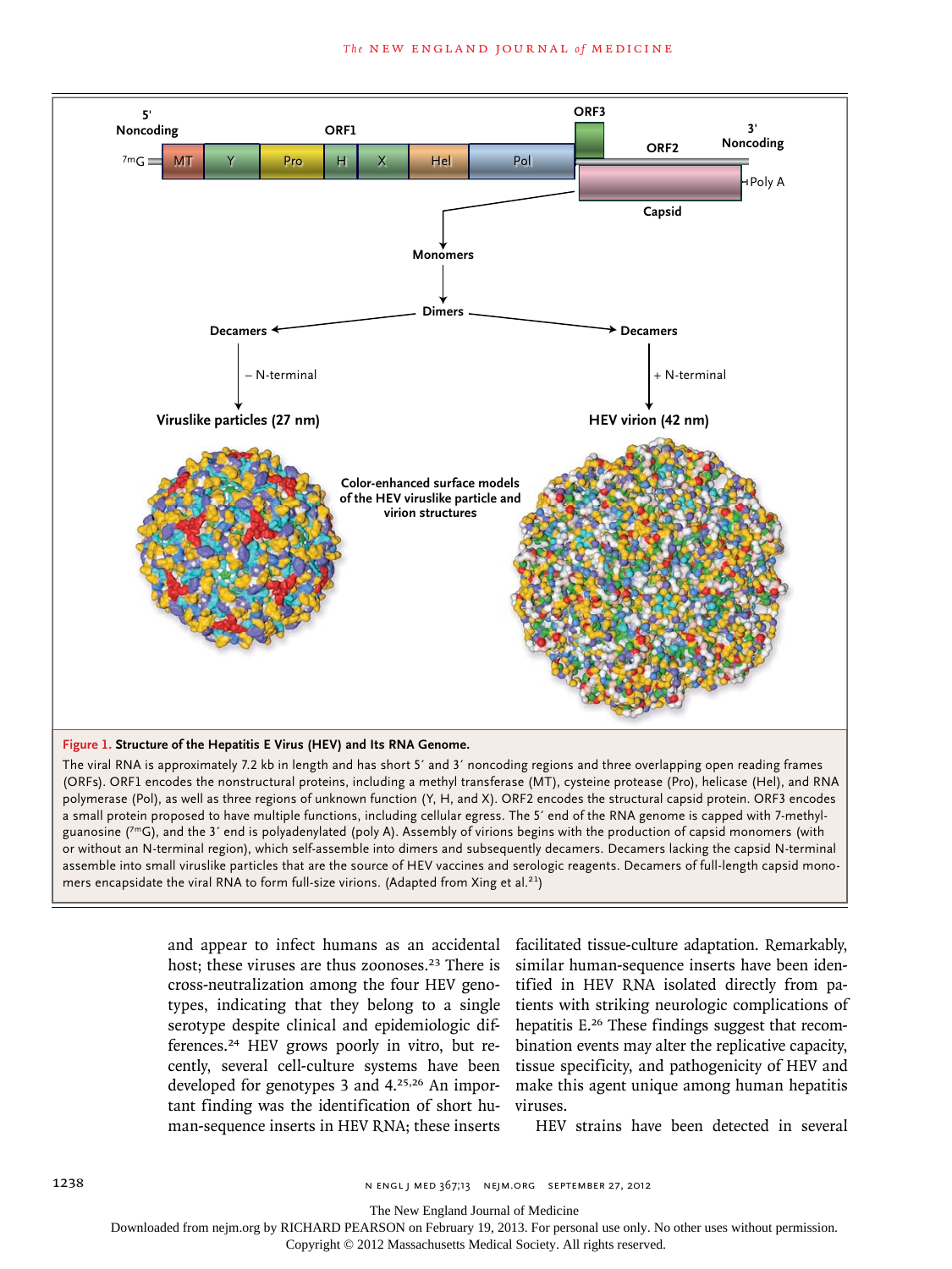**Figure 1. Structure of the Hepatitis E Virus (HEV) and Its RNA Genome.**

The viral RNA is approximately 7.2 kb in length and has short 5′ and 3′ noncoding regions and three overlapping open reading frames (ORFs). ORF1 encodes the nonstructural proteins, including a methyl transferase (MT), cysteine protease (Pro), helicase (Hel), and RNA polymerase (Pol), as well as three regions of unknown function (Y, H, and X). ORF2 encodes the structural capsid protein. ORF3 encodes a small protein proposed to have multiple functions, including cellular egress. The 5′ end of the RNA genome is capped with 7-methylguanosine ($^{7m}$G), and the 3′ end is polyadenylated (poly A). Assembly of virions begins with the production of capsid monomers (with or without an N-terminal region), which self-assemble into dimers and subsequently decamers. Decamers lacking the capsid N-terminal assemble into small viruslike particles that are the source of HEV vaccines and serologic reagents. Decamers of full-length capsid monomers encapsidate the viral RNA to form full-size virions. (Adapted from Xing et al.[21])

and appear to infect humans as an accidental host; these viruses are thus zoonoses.[23] There is cross-neutralization among the four HEV genotypes, indicating that they belong to a single serotype despite clinical and epidemiologic differences.[24] HEV grows poorly in vitro, but recently, several cell-culture systems have been developed for genotypes 3 and 4.[25,26] An important finding was the identification of short human-sequence inserts in HEV RNA; these inserts facilitated tissue-culture adaptation. Remarkably, similar human-sequence inserts have been identified in HEV RNA isolated directly from patients with striking neurologic complications of hepatitis E.[26] These findings suggest that recombination events may alter the replicative capacity, tissue specificity, and pathogenicity of HEV and make this agent unique among human hepatitis viruses.

HEV strains have been detected in several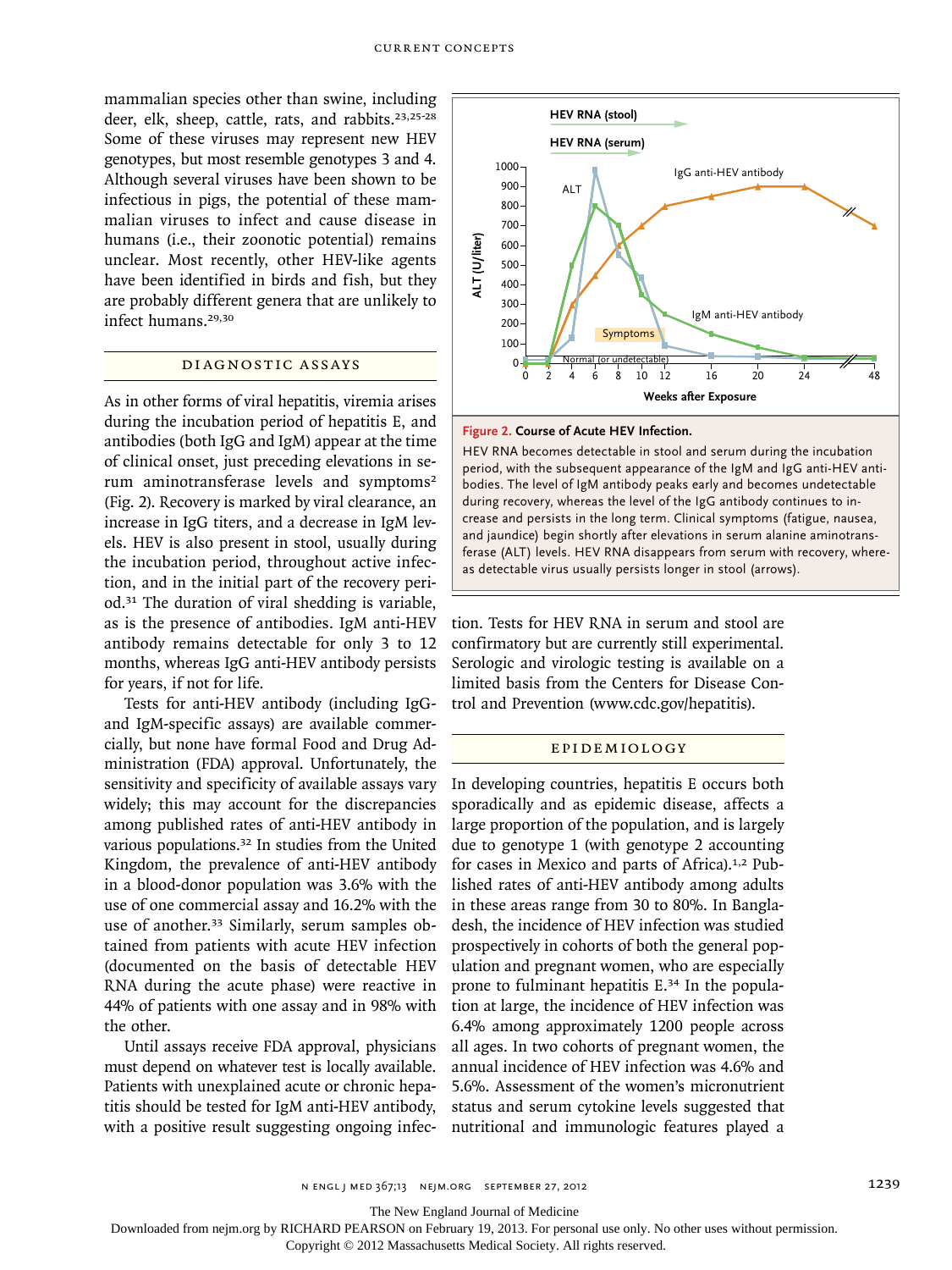mammalian species other than swine, including deer, elk, sheep, cattle, rats, and rabbits.[23,25-28] Some of these viruses may represent new HEV genotypes, but most resemble genotypes 3 and 4. Although several viruses have been shown to be infectious in pigs, the potential of these mammalian viruses to infect and cause disease in humans (i.e., their zoonotic potential) remains unclear. Most recently, other HEV-like agents have been identified in birds and fish, but they are probably different genera that are unlikely to infect humans.[29,30]

## DIAGNOSTIC ASSAYS

As in other forms of viral hepatitis, viremia arises during the incubation period of hepatitis E, and antibodies (both IgG and IgM) appear at the time of clinical onset, just preceding elevations in serum aminotransferase levels and symptoms[2] (Fig. 2). Recovery is marked by viral clearance, an increase in IgG titers, and a decrease in IgM levels. HEV is also present in stool, usually during the incubation period, throughout active infection, and in the initial part of the recovery period.[31] The duration of viral shedding is variable, as is the presence of antibodies. IgM anti-HEV antibody remains detectable for only 3 to 12 months, whereas IgG anti-HEV antibody persists for years, if not for life.

Tests for anti-HEV antibody (including IgG- and IgM-specific assays) are available commercially, but none have formal Food and Drug Administration (FDA) approval. Unfortunately, the sensitivity and specificity of available assays vary widely; this may account for the discrepancies among published rates of anti-HEV antibody in various populations.[32] In studies from the United Kingdom, the prevalence of anti-HEV antibody in a blood-donor population was 3.6% with the use of one commercial assay and 16.2% with the use of another.[33] Similarly, serum samples obtained from patients with acute HEV infection (documented on the basis of detectable HEV RNA during the acute phase) were reactive in 44% of patients with one assay and in 98% with the other.

Until assays receive FDA approval, physicians must depend on whatever test is locally available. Patients with unexplained acute or chronic hepatitis should be tested for IgM anti-HEV antibody, with a positive result suggesting ongoing infection. Tests for HEV RNA in serum and stool are confirmatory but are currently still experimental. Serologic and virologic testing is available on a limited basis from the Centers for Disease Control and Prevention (www.cdc.gov/hepatitis).

**Figure 2. Course of Acute HEV Infection.**

HEV RNA becomes detectable in stool and serum during the incubation period, with the subsequent appearance of the IgM and IgG anti-HEV antibodies. The level of IgM antibody peaks early and becomes undetectable during recovery, whereas the level of the IgG antibody continues to increase and persists in the long term. Clinical symptoms (fatigue, nausea, and jaundice) begin shortly after elevations in serum alanine aminotransferase (ALT) levels. HEV RNA disappears from serum with recovery, whereas detectable virus usually persists longer in stool (arrows).

## EPIDEMIOLOGY

In developing countries, hepatitis E occurs both sporadically and as epidemic disease, affects a large proportion of the population, and is largely due to genotype 1 (with genotype 2 accounting for cases in Mexico and parts of Africa).[1,2] Published rates of anti-HEV antibody among adults in these areas range from 30 to 80%. In Bangladesh, the incidence of HEV infection was studied prospectively in cohorts of both the general population and pregnant women, who are especially prone to fulminant hepatitis E.[34] In the population at large, the incidence of HEV infection was 6.4% among approximately 1200 people across all ages. In two cohorts of pregnant women, the annual incidence of HEV infection was 4.6% and 5.6%. Assessment of the women's micronutrient status and serum cytokine levels suggested that nutritional and immunologic features played a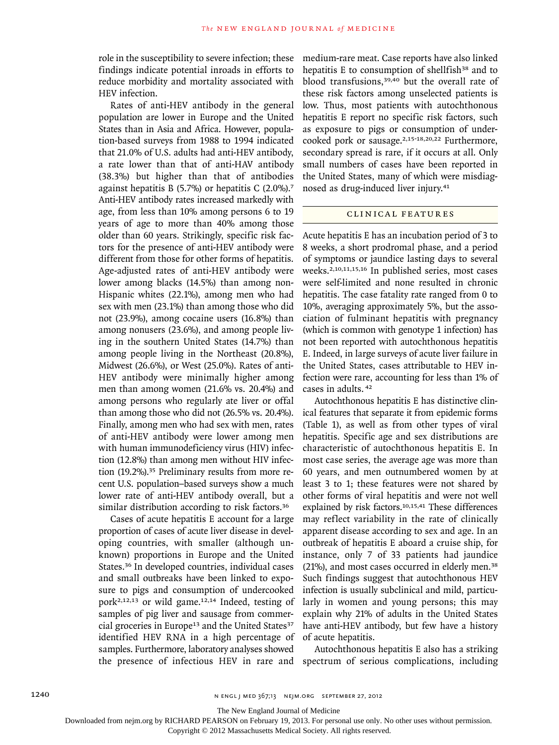role in the susceptibility to severe infection; these findings indicate potential inroads in efforts to reduce morbidity and mortality associated with HEV infection.

Rates of anti-HEV antibody in the general population are lower in Europe and the United States than in Asia and Africa. However, population-based surveys from 1988 to 1994 indicated that 21.0% of U.S. adults had anti-HEV antibody, a rate lower than that of anti-HAV antibody (38.3%) but higher than that of antibodies against hepatitis B (5.7%) or hepatitis C (2.0%).[7] Anti-HEV antibody rates increased markedly with age, from less than 10% among persons 6 to 19 years of age to more than 40% among those older than 60 years. Strikingly, specific risk factors for the presence of anti-HEV antibody were different from those for other forms of hepatitis. Age-adjusted rates of anti-HEV antibody were lower among blacks (14.5%) than among non-Hispanic whites (22.1%), among men who had sex with men (23.1%) than among those who did not (23.9%), among cocaine users (16.8%) than among nonusers (23.6%), and among people living in the southern United States (14.7%) than among people living in the Northeast (20.8%), Midwest (26.6%), or West (25.0%). Rates of anti-HEV antibody were minimally higher among men than among women (21.6% vs. 20.4%) and among persons who regularly ate liver or offal than among those who did not (26.5% vs. 20.4%). Finally, among men who had sex with men, rates of anti-HEV antibody were lower among men with human immunodeficiency virus (HIV) infection (12.8%) than among men without HIV infection (19.2%).[35] Preliminary results from more recent U.S. population–based surveys show a much lower rate of anti-HEV antibody overall, but a similar distribution according to risk factors.[36]

Cases of acute hepatitis E account for a large proportion of cases of acute liver disease in developing countries, with smaller (although unknown) proportions in Europe and the United States.[36] In developed countries, individual cases and small outbreaks have been linked to exposure to pigs and consumption of undercooked pork[2,12,13] or wild game.[12,14] Indeed, testing of samples of pig liver and sausage from commercial groceries in Europe[13] and the United States[37] identified HEV RNA in a high percentage of samples. Furthermore, laboratory analyses showed the presence of infectious HEV in rare and medium-rare meat. Case reports have also linked hepatitis E to consumption of shellfish[38] and to blood transfusions,[39,40] but the overall rate of these risk factors among unselected patients is low. Thus, most patients with autochthonous hepatitis E report no specific risk factors, such as exposure to pigs or consumption of undercooked pork or sausage.[2,15-18,20,22] Furthermore, secondary spread is rare, if it occurs at all. Only small numbers of cases have been reported in the United States, many of which were misdiagnosed as drug-induced liver injury.[41]

## CLINICAL FEATURES

Acute hepatitis E has an incubation period of 3 to 8 weeks, a short prodromal phase, and a period of symptoms or jaundice lasting days to several weeks.[2,10,11,15,16] In published series, most cases were self-limited and none resulted in chronic hepatitis. The case fatality rate ranged from 0 to 10%, averaging approximately 5%, but the association of fulminant hepatitis with pregnancy (which is common with genotype 1 infection) has not been reported with autochthonous hepatitis E. Indeed, in large surveys of acute liver failure in the United States, cases attributable to HEV infection were rare, accounting for less than 1% of cases in adults.[42]

Autochthonous hepatitis E has distinctive clinical features that separate it from epidemic forms (Table 1), as well as from other types of viral hepatitis. Specific age and sex distributions are characteristic of autochthonous hepatitis E. In most case series, the average age was more than 60 years, and men outnumbered women by at least 3 to 1; these features were not shared by other forms of viral hepatitis and were not well explained by risk factors.[10,15,41] These differences may reflect variability in the rate of clinically apparent disease according to sex and age. In an outbreak of hepatitis E aboard a cruise ship, for instance, only 7 of 33 patients had jaundice (21%), and most cases occurred in elderly men.[38] Such findings suggest that autochthonous HEV infection is usually subclinical and mild, particularly in women and young persons; this may explain why 21% of adults in the United States have anti-HEV antibody, but few have a history of acute hepatitis.

Autochthonous hepatitis E also has a striking spectrum of serious complications, including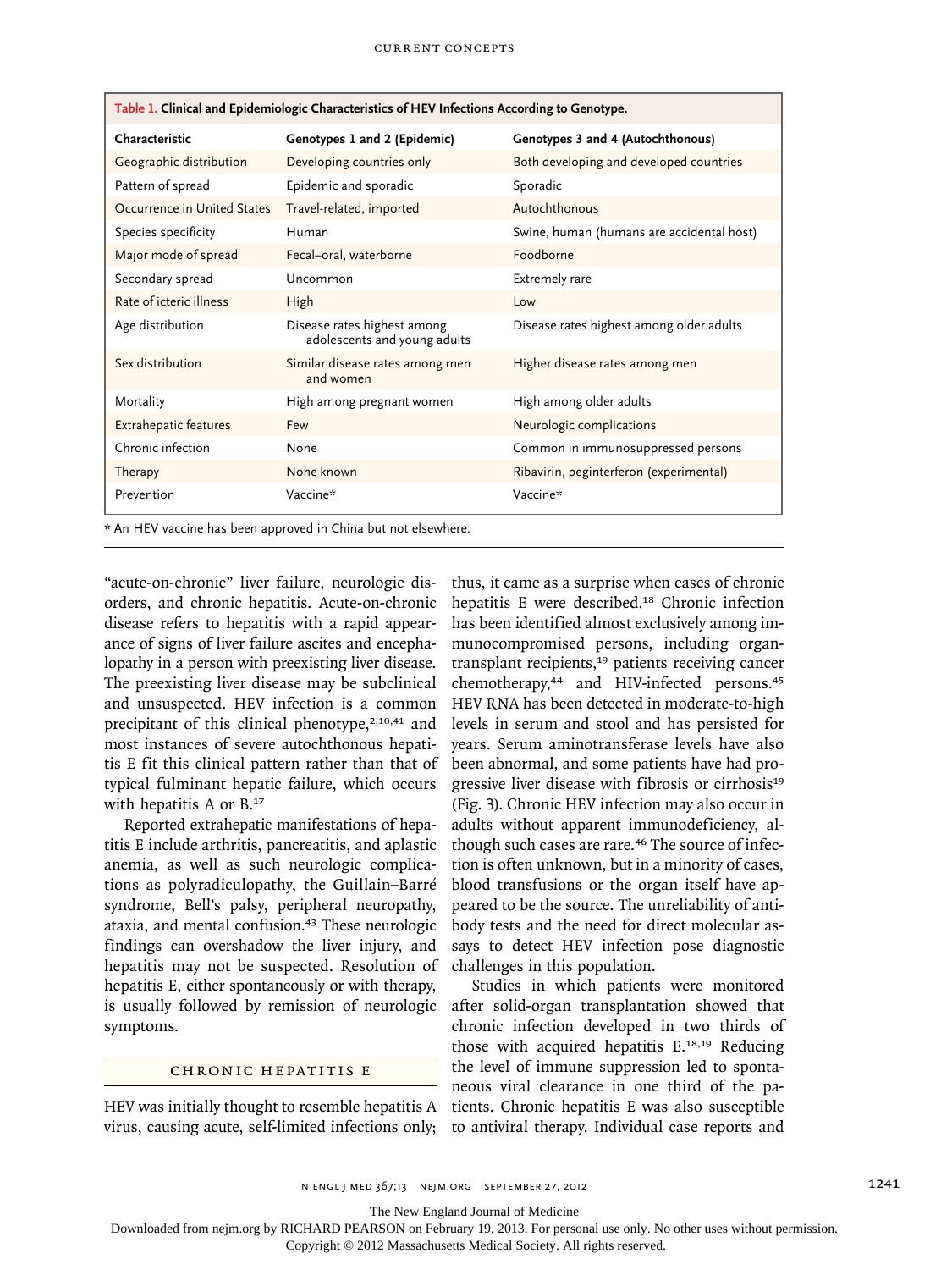**Table 1. Clinical and Epidemiologic Characteristics of HEV Infections According to Genotype.**

| Characteristic | Genotypes 1 and 2 (Epidemic) | Genotypes 3 and 4 (Autochthonous) |
|---|---|---|
| Geographic distribution | Developing countries only | Both developing and developed countries |
| Pattern of spread | Epidemic and sporadic | Sporadic |
| Occurrence in United States | Travel-related, imported | Autochthonous |
| Species specificity | Human | Swine, human (humans are accidental host) |
| Major mode of spread | Fecal–oral, waterborne | Foodborne |
| Secondary spread | Uncommon | Extremely rare |
| Rate of icteric illness | High | Low |
| Age distribution | Disease rates highest among adolescents and young adults | Disease rates highest among older adults |
| Sex distribution | Similar disease rates among men and women | Higher disease rates among men |
| Mortality | High among pregnant women | High among older adults |
| Extrahepatic features | Few | Neurologic complications |
| Chronic infection | None | Common in immunosuppressed persons |
| Therapy | None known | Ribavirin, peginterferon (experimental) |
| Prevention | Vaccine* | Vaccine* |

\* An HEV vaccine has been approved in China but not elsewhere.

"acute-on-chronic" liver failure, neurologic disorders, and chronic hepatitis. Acute-on-chronic disease refers to hepatitis with a rapid appearance of signs of liver failure ascites and encephalopathy in a person with preexisting liver disease. The preexisting liver disease may be subclinical and unsuspected. HEV infection is a common precipitant of this clinical phenotype,[2,10,41] and most instances of severe autochthonous hepatitis E fit this clinical pattern rather than that of typical fulminant hepatic failure, which occurs with hepatitis A or B.[17]

Reported extrahepatic manifestations of hepatitis E include arthritis, pancreatitis, and aplastic anemia, as well as such neurologic complications as polyradiculopathy, the Guillain–Barré syndrome, Bell's palsy, peripheral neuropathy, ataxia, and mental confusion.[43] These neurologic findings can overshadow the liver injury, and hepatitis may not be suspected. Resolution of hepatitis E, either spontaneously or with therapy, is usually followed by remission of neurologic symptoms.

## CHRONIC HEPATITIS E

HEV was initially thought to resemble hepatitis A virus, causing acute, self-limited infections only; thus, it came as a surprise when cases of chronic hepatitis E were described.[18] Chronic infection has been identified almost exclusively among immunocompromised persons, including organ-transplant recipients,[19] patients receiving cancer chemotherapy,[44] and HIV-infected persons.[45] HEV RNA has been detected in moderate-to-high levels in serum and stool and has persisted for years. Serum aminotransferase levels have also been abnormal, and some patients have had progressive liver disease with fibrosis or cirrhosis[19] (Fig. 3). Chronic HEV infection may also occur in adults without apparent immunodeficiency, although such cases are rare.[46] The source of infection is often unknown, but in a minority of cases, blood transfusions or the organ itself have appeared to be the source. The unreliability of antibody tests and the need for direct molecular assays to detect HEV infection pose diagnostic challenges in this population.

Studies in which patients were monitored after solid-organ transplantation showed that chronic infection developed in two thirds of those with acquired hepatitis E.[18,19] Reducing the level of immune suppression led to spontaneous viral clearance in one third of the patients. Chronic hepatitis E was also susceptible to antiviral therapy. Individual case reports and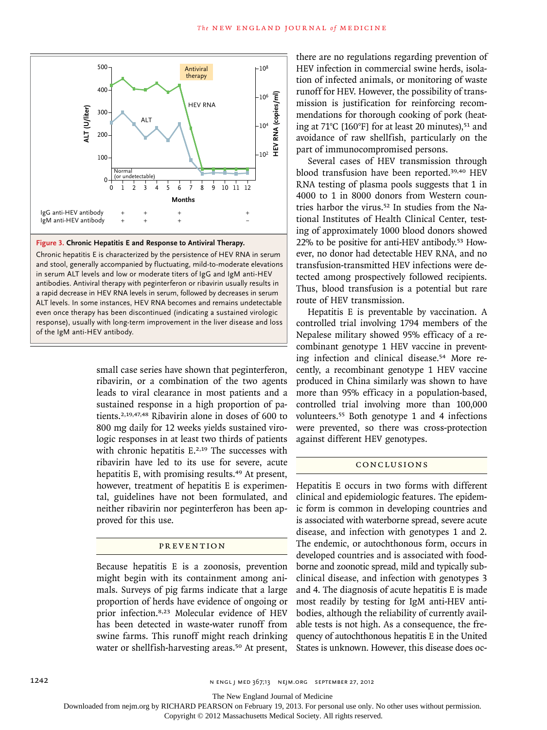**Figure 3. Chronic Hepatitis E and Response to Antiviral Therapy.**

Chronic hepatitis E is characterized by the persistence of HEV RNA in serum and stool, generally accompanied by fluctuating, mild-to-moderate elevations in serum ALT levels and low or moderate titers of IgG and IgM anti-HEV antibodies. Antiviral therapy with peginterferon or ribavirin usually results in a rapid decrease in HEV RNA levels in serum, followed by decreases in serum ALT levels. In some instances, HEV RNA becomes and remains undetectable even once therapy has been discontinued (indicating a sustained virologic response), usually with long-term improvement in the liver disease and loss of the IgM anti-HEV antibody.

small case series have shown that peginterferon, ribavirin, or a combination of the two agents leads to viral clearance in most patients and a sustained response in a high proportion of patients.[2,19,47,48] Ribavirin alone in doses of 600 to 800 mg daily for 12 weeks yields sustained virologic responses in at least two thirds of patients with chronic hepatitis E.[2,19] The successes with ribavirin have led to its use for severe, acute hepatitis E, with promising results.[49] At present, however, treatment of hepatitis E is experimental, guidelines have not been formulated, and neither ribavirin nor peginterferon has been approved for this use.

## PREVENTION

Because hepatitis E is a zoonosis, prevention might begin with its containment among animals. Surveys of pig farms indicate that a large proportion of herds have evidence of ongoing or prior infection.[8,23] Molecular evidence of HEV has been detected in waste-water runoff from swine farms. This runoff might reach drinking water or shellfish-harvesting areas.[50] At present, there are no regulations regarding prevention of HEV infection in commercial swine herds, isolation of infected animals, or monitoring of waste runoff for HEV. However, the possibility of transmission is justification for reinforcing recommendations for thorough cooking of pork (heating at 71°C [160°F] for at least 20 minutes),[51] and avoidance of raw shellfish, particularly on the part of immunocompromised persons.

Several cases of HEV transmission through blood transfusion have been reported.[39,40] HEV RNA testing of plasma pools suggests that 1 in 4000 to 1 in 8000 donors from Western countries harbor the virus.[52] In studies from the National Institutes of Health Clinical Center, testing of approximately 1000 blood donors showed 22% to be positive for anti-HEV antibody.[53] However, no donor had detectable HEV RNA, and no transfusion-transmitted HEV infections were detected among prospectively followed recipients. Thus, blood transfusion is a potential but rare route of HEV transmission.

Hepatitis E is preventable by vaccination. A controlled trial involving 1794 members of the Nepalese military showed 95% efficacy of a recombinant genotype 1 HEV vaccine in preventing infection and clinical disease.[54] More recently, a recombinant genotype 1 HEV vaccine produced in China similarly was shown to have more than 95% efficacy in a population-based, controlled trial involving more than 100,000 volunteers.[55] Both genotype 1 and 4 infections were prevented, so there was cross-protection against different HEV genotypes.

## CONCLUSIONS

Hepatitis E occurs in two forms with different clinical and epidemiologic features. The epidemic form is common in developing countries and is associated with waterborne spread, severe acute disease, and infection with genotypes 1 and 2. The endemic, or autochthonous form, occurs in developed countries and is associated with foodborne and zoonotic spread, mild and typically subclinical disease, and infection with genotypes 3 and 4. The diagnosis of acute hepatitis E is made most readily by testing for IgM anti-HEV antibodies, although the reliability of currently available tests is not high. As a consequence, the frequency of autochthonous hepatitis E in the United States is unknown. However, this disease does oc-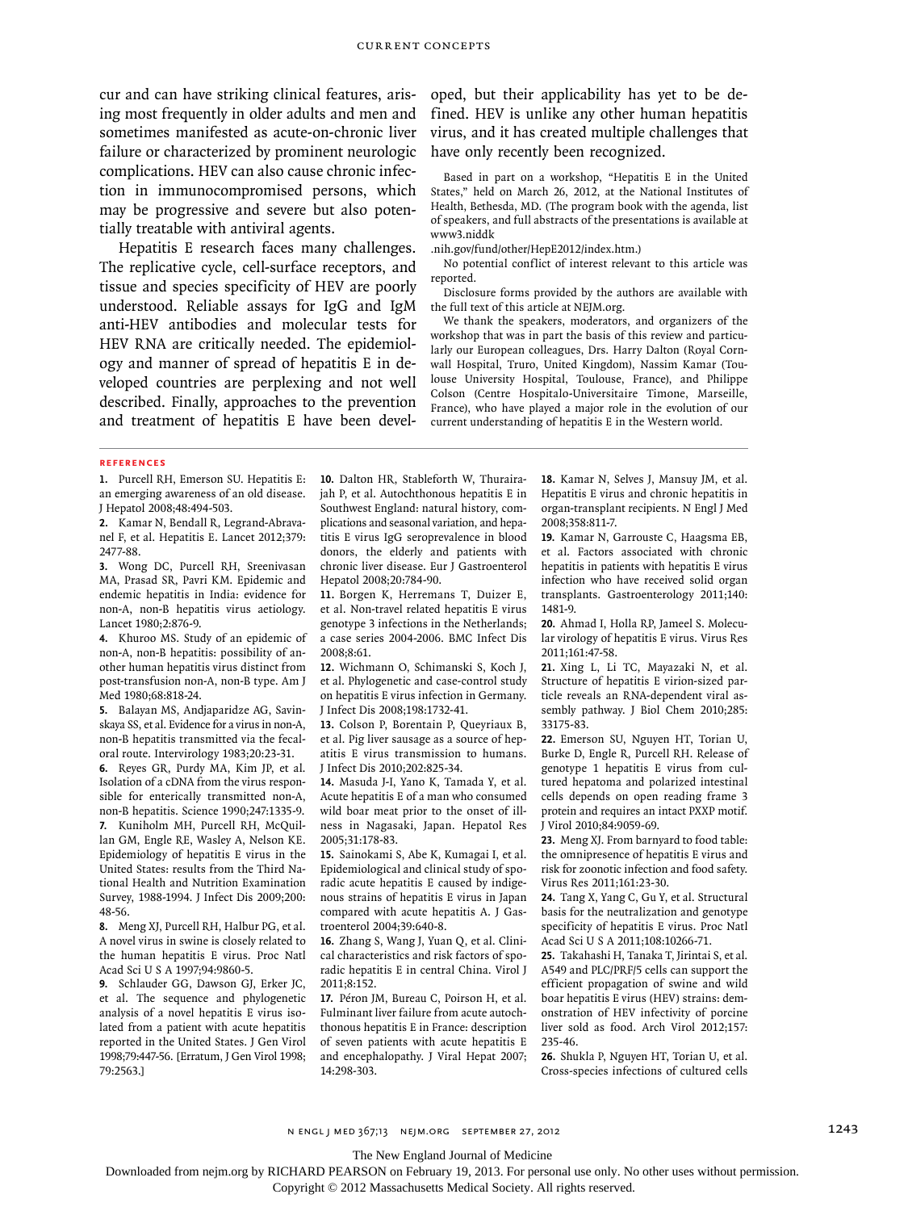cur and can have striking clinical features, arising most frequently in older adults and men and sometimes manifested as acute-on-chronic liver failure or characterized by prominent neurologic complications. HEV can also cause chronic infection in immunocompromised persons, which may be progressive and severe but also potentially treatable with antiviral agents.

Hepatitis E research faces many challenges. The replicative cycle, cell-surface receptors, and tissue and species specificity of HEV are poorly understood. Reliable assays for IgG and IgM anti-HEV antibodies and molecular tests for HEV RNA are critically needed. The epidemiology and manner of spread of hepatitis E in developed countries are perplexing and not well described. Finally, approaches to the prevention and treatment of hepatitis E have been developed, but their applicability has yet to be defined. HEV is unlike any other human hepatitis virus, and it has created multiple challenges that have only recently been recognized.

Based in part on a workshop, "Hepatitis E in the United States," held on March 26, 2012, at the National Institutes of Health, Bethesda, MD. (The program book with the agenda, list of speakers, and full abstracts of the presentations is available at www3.niddk.nih.gov/fund/other/HepE2012/index.htm.)

No potential conflict of interest relevant to this article was reported.

Disclosure forms provided by the authors are available with the full text of this article at NEJM.org.

We thank the speakers, moderators, and organizers of the workshop that was in part the basis of this review and particularly our European colleagues, Drs. Harry Dalton (Royal Cornwall Hospital, Truro, United Kingdom), Nassim Kamar (Toulouse University Hospital, Toulouse, France), and Philippe Colson (Centre Hospitalo-Universitaire Timone, Marseille, France), who have played a major role in the evolution of our current understanding of hepatitis E in the Western world.

## References

1. Purcell RH, Emerson SU. Hepatitis E: an emerging awareness of an old disease. J Hepatol 2008;48:494-503.
2. Kamar N, Bendall R, Legrand-Abravanel F, et al. Hepatitis E. Lancet 2012;379:2477-88.
3. Wong DC, Purcell RH, Sreenivasan MA, Prasad SR, Pavri KM. Epidemic and endemic hepatitis in India: evidence for non-A, non-B hepatitis virus aetiology. Lancet 1980;2:876-9.
4. Khuroo MS. Study of an epidemic of non-A, non-B hepatitis: possibility of another human hepatitis virus distinct from post-transfusion non-A, non-B type. Am J Med 1980;68:818-24.
5. Balayan MS, Andjaparidze AG, Savinskaya SS, et al. Evidence for a virus in non-A, non-B hepatitis transmitted via the fecal-oral route. Intervirology 1983;20:23-31.
6. Reyes GR, Purdy MA, Kim JP, et al. Isolation of a cDNA from the virus responsible for enterically transmitted non-A, non-B hepatitis. Science 1990;247:1335-9.
7. Kuniholm MH, Purcell RH, McQuillan GM, Engle RE, Wasley A, Nelson KE. Epidemiology of hepatitis E virus in the United States: results from the Third National Health and Nutrition Examination Survey, 1988-1994. J Infect Dis 2009;200:48-56.
8. Meng XJ, Purcell RH, Halbur PG, et al. A novel virus in swine is closely related to the human hepatitis E virus. Proc Natl Acad Sci U S A 1997;94:9860-5.
9. Schlauder GG, Dawson GJ, Erker JC, et al. The sequence and phylogenetic analysis of a novel hepatitis E virus isolated from a patient with acute hepatitis reported in the United States. J Gen Virol 1998;79:447-56. [Erratum, J Gen Virol 1998;79:2563.]
10. Dalton HR, Stableforth W, Thurairajah P, et al. Autochthonous hepatitis E in Southwest England: natural history, complications and seasonal variation, and hepatitis E virus IgG seroprevalence in blood donors, the elderly and patients with chronic liver disease. Eur J Gastroenterol Hepatol 2008;20:784-90.
11. Borgen K, Herremans T, Duizer E, et al. Non-travel related hepatitis E virus genotype 3 infections in the Netherlands; a case series 2004-2006. BMC Infect Dis 2008;8:61.
12. Wichmann O, Schimanski S, Koch J, et al. Phylogenetic and case-control study on hepatitis E virus infection in Germany. J Infect Dis 2008;198:1732-41.
13. Colson P, Borentain P, Queyriaux B, et al. Pig liver sausage as a source of hepatitis E virus transmission to humans. J Infect Dis 2010;202:825-34.
14. Masuda J-I, Yano K, Tamada Y, et al. Acute hepatitis E of a man who consumed wild boar meat prior to the onset of illness in Nagasaki, Japan. Hepatol Res 2005;31:178-83.
15. Sainokami S, Abe K, Kumagai I, et al. Epidemiological and clinical study of sporadic acute hepatitis E caused by indigenous strains of hepatitis E virus in Japan compared with acute hepatitis A. J Gastroenterol 2004;39:640-8.
16. Zhang S, Wang J, Yuan Q, et al. Clinical characteristics and risk factors of sporadic hepatitis E in central China. Virol J 2011;8:152.
17. Péron JM, Bureau C, Poirson H, et al. Fulminant liver failure from acute autochthonous hepatitis E in France: description of seven patients with acute hepatitis E and encephalopathy. J Viral Hepat 2007;14:298-303.
18. Kamar N, Selves J, Mansuy JM, et al. Hepatitis E virus and chronic hepatitis in organ-transplant recipients. N Engl J Med 2008;358:811-7.
19. Kamar N, Garrouste C, Haagsma EB, et al. Factors associated with chronic hepatitis in patients with hepatitis E virus infection who have received solid organ transplants. Gastroenterology 2011;140:1481-9.
20. Ahmad I, Holla RP, Jameel S. Molecular virology of hepatitis E virus. Virus Res 2011;161:47-58.
21. Xing L, Li TC, Mayazaki N, et al. Structure of hepatitis E virion-sized particle reveals an RNA-dependent viral assembly pathway. J Biol Chem 2010;285:33175-83.
22. Emerson SU, Nguyen HT, Torian U, Burke D, Engle R, Purcell RH. Release of genotype 1 hepatitis E virus from cultured hepatoma and polarized intestinal cells depends on open reading frame 3 protein and requires an intact PXXP motif. J Virol 2010;84:9059-69.
23. Meng XJ. From barnyard to food table: the omnipresence of hepatitis E virus and risk for zoonotic infection and food safety. Virus Res 2011;161:23-30.
24. Tang X, Yang C, Gu Y, et al. Structural basis for the neutralization and genotype specificity of hepatitis E virus. Proc Natl Acad Sci U S A 2011;108:10266-71.
25. Takahashi H, Tanaka T, Jirintai S, et al. A549 and PLC/PRF/5 cells can support the efficient propagation of swine and wild boar hepatitis E virus (HEV) strains: demonstration of HEV infectivity of porcine liver sold as food. Arch Virol 2012;157:235-46.
26. Shukla P, Nguyen HT, Torian U, et al. Cross-species infections of cultured cells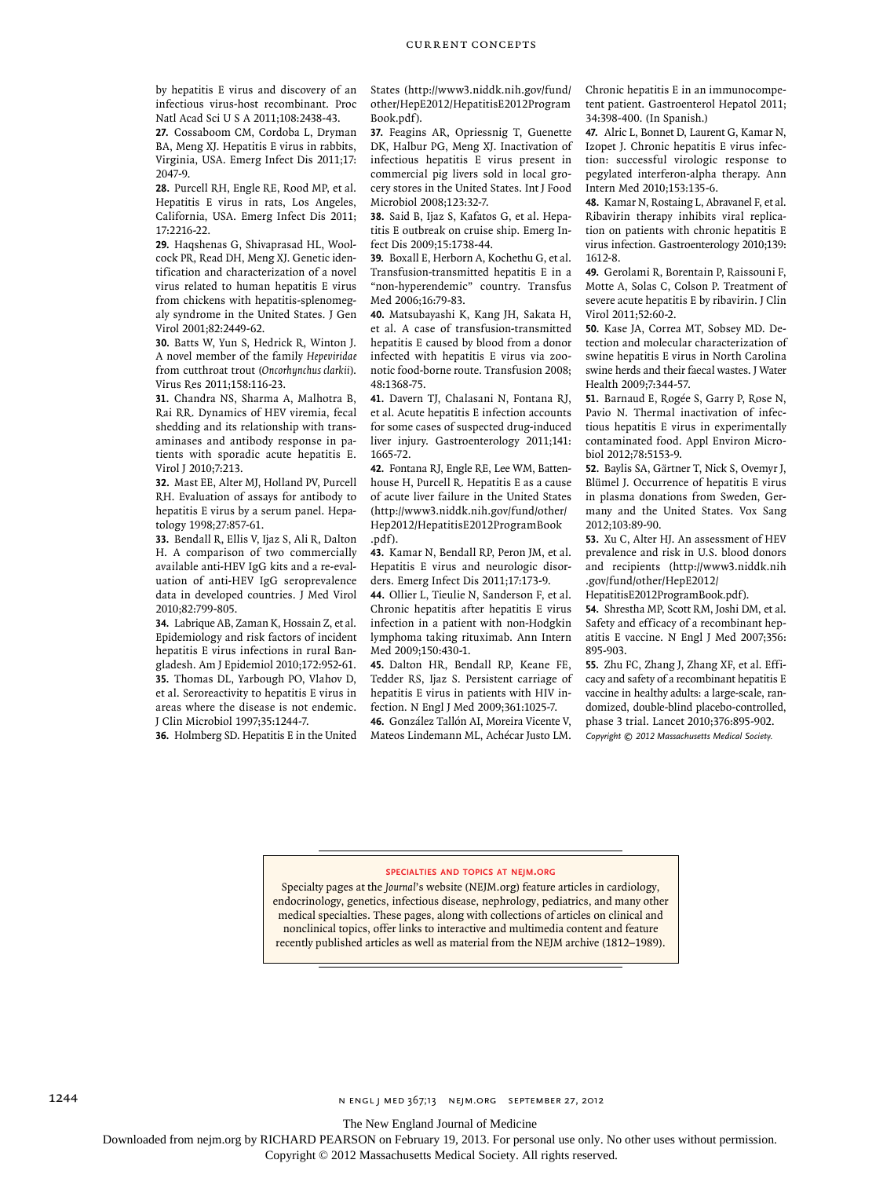by hepatitis E virus and discovery of an infectious virus-host recombinant. Proc Natl Acad Sci U S A 2011;108:2438-43.

**27.** Cossaboom CM, Cordoba L, Dryman BA, Meng XJ. Hepatitis E virus in rabbits, Virginia, USA. Emerg Infect Dis 2011;17:2047-9.

**28.** Purcell RH, Engle RE, Rood MP, et al. Hepatitis E virus in rats, Los Angeles, California, USA. Emerg Infect Dis 2011;17:2216-22.

**29.** Haqshenas G, Shivaprasad HL, Woolcock PR, Read DH, Meng XJ. Genetic identification and characterization of a novel virus related to human hepatitis E virus from chickens with hepatitis-splenomegaly syndrome in the United States. J Gen Virol 2001;82:2449-62.

**30.** Batts W, Yun S, Hedrick R, Winton J. A novel member of the family *Hepeviridae* from cutthroat trout (*Oncorhynchus clarkii*). Virus Res 2011;158:116-23.

**31.** Chandra NS, Sharma A, Malhotra B, Rai RR. Dynamics of HEV viremia, fecal shedding and its relationship with transaminases and antibody response in patients with sporadic acute hepatitis E. Virol J 2010;7:213.

**32.** Mast EE, Alter MJ, Holland PV, Purcell RH. Evaluation of assays for antibody to hepatitis E virus by a serum panel. Hepatology 1998;27:857-61.

**33.** Bendall R, Ellis V, Ijaz S, Ali R, Dalton H. A comparison of two commercially available anti-HEV IgG kits and a re-evaluation of anti-HEV IgG seroprevalence data in developed countries. J Med Virol 2010;82:799-805.

**34.** Labrique AB, Zaman K, Hossain Z, et al. Epidemiology and risk factors of incident hepatitis E virus infections in rural Bangladesh. Am J Epidemiol 2010;172:952-61.

**35.** Thomas DL, Yarbough PO, Vlahov D, et al. Seroreactivity to hepatitis E virus in areas where the disease is not endemic. J Clin Microbiol 1997;35:1244-7.

**36.** Holmberg SD. Hepatitis E in the United States (http://www3.niddk.nih.gov/fund/other/HepE2012/HepatitisE2012ProgramBook.pdf).

**37.** Feagins AR, Opriessnig T, Guenette DK, Halbur PG, Meng XJ. Inactivation of infectious hepatitis E virus present in commercial pig livers sold in local grocery stores in the United States. Int J Food Microbiol 2008;123:32-7.

**38.** Said B, Ijaz S, Kafatos G, et al. Hepatitis E outbreak on cruise ship. Emerg Infect Dis 2009;15:1738-44.

**39.** Boxall E, Herborn A, Kochethu G, et al. Transfusion-transmitted hepatitis E in a "non-hyperendemic" country. Transfus Med 2006;16:79-83.

**40.** Matsubayashi K, Kang JH, Sakata H, et al. A case of transfusion-transmitted hepatitis E caused by blood from a donor infected with hepatitis E virus via zoonotic food-borne route. Transfusion 2008;48:1368-75.

**41.** Davern TJ, Chalasani N, Fontana RJ, et al. Acute hepatitis E infection accounts for some cases of suspected drug-induced liver injury. Gastroenterology 2011;141:1665-72.

**42.** Fontana RJ, Engle RE, Lee WM, Battenhouse H, Purcell R. Hepatitis E as a cause of acute liver failure in the United States (http://www3.niddk.nih.gov/fund/other/Hep2012/HepatitisE2012ProgramBook.pdf).

**43.** Kamar N, Bendall RP, Peron JM, et al. Hepatitis E virus and neurologic disorders. Emerg Infect Dis 2011;17:173-9.

**44.** Ollier L, Tieulie N, Sanderson F, et al. Chronic hepatitis after hepatitis E virus infection in a patient with non-Hodgkin lymphoma taking rituximab. Ann Intern Med 2009;150:430-1.

**45.** Dalton HR, Bendall RP, Keane FE, Tedder RS, Ijaz S. Persistent carriage of hepatitis E virus in patients with HIV infection. N Engl J Med 2009;361:1025-7.

**46.** González Tallón AI, Moreira Vicente V, Mateos Lindemann ML, Achécar Justo LM. Chronic hepatitis E in an immunocompetent patient. Gastroenterol Hepatol 2011;34:398-400. (In Spanish.)

**47.** Alric L, Bonnet D, Laurent G, Kamar N, Izopet J. Chronic hepatitis E virus infection: successful virologic response to pegylated interferon-alpha therapy. Ann Intern Med 2010;153:135-6.

**48.** Kamar N, Rostaing L, Abravanel F, et al. Ribavirin therapy inhibits viral replication on patients with chronic hepatitis E virus infection. Gastroenterology 2010;139:1612-8.

**49.** Gerolami R, Borentain P, Raissouni F, Motte A, Solas C, Colson P. Treatment of severe acute hepatitis E by ribavirin. J Clin Virol 2011;52:60-2.

**50.** Kase JA, Correa MT, Sobsey MD. Detection and molecular characterization of swine hepatitis E virus in North Carolina swine herds and their faecal wastes. J Water Health 2009;7:344-57.

**51.** Barnaud E, Rogée S, Garry P, Rose N, Pavio N. Thermal inactivation of infectious hepatitis E virus in experimentally contaminated food. Appl Environ Microbiol 2012;78:5153-9.

**52.** Baylis SA, Gärtner T, Nick S, Ovemyr J, Blümel J. Occurrence of hepatitis E virus in plasma donations from Sweden, Germany and the United States. Vox Sang 2012;103:89-90.

**53.** Xu C, Alter HJ. An assessment of HEV prevalence and risk in U.S. blood donors and recipients (http://www3.niddk.nih.gov/fund/other/HepE2012/HepatitisE2012ProgramBook.pdf).

**54.** Shrestha MP, Scott RM, Joshi DM, et al. Safety and efficacy of a recombinant hepatitis E vaccine. N Engl J Med 2007;356:895-903.

**55.** Zhu FC, Zhang J, Zhang XF, et al. Efficacy and safety of a recombinant hepatitis E vaccine in healthy adults: a large-scale, randomized, double-blind placebo-controlled, phase 3 trial. Lancet 2010;376:895-902.

*Copyright © 2012 Massachusetts Medical Society.*

**SPECIALTIES AND TOPICS AT NEJM.ORG**

Specialty pages at the *Journal*'s website (NEJM.org) feature articles in cardiology, endocrinology, genetics, infectious disease, nephrology, pediatrics, and many other medical specialties. These pages, along with collections of articles on clinical and nonclinical topics, offer links to interactive and multimedia content and feature recently published articles as well as material from the NEJM archive (1812–1989).